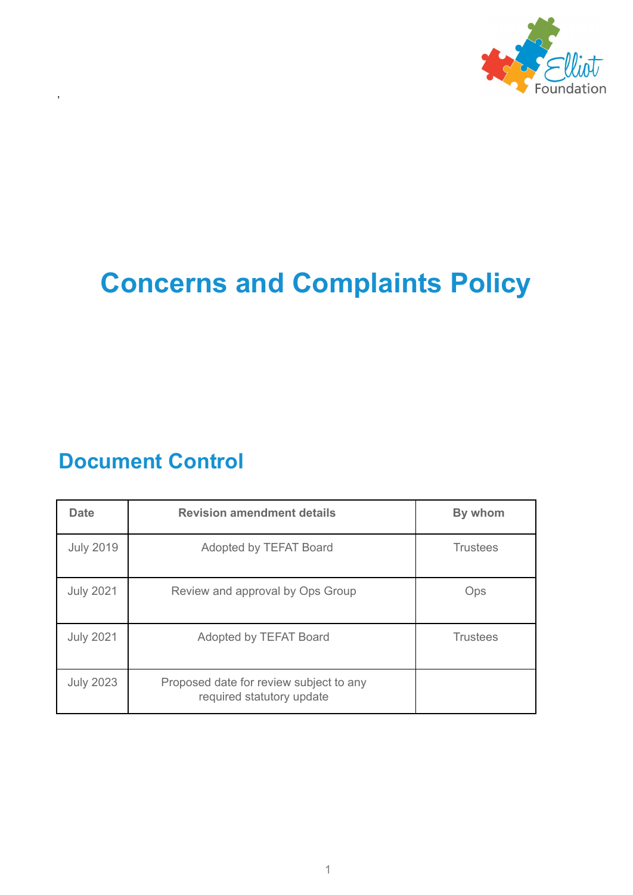# Concerns and Complaints Policy

## Document Control

| Date | Revision amendment details | By whom |
|---|---|---|
| July 2019 | Adopted by TEFAT Board | Trustees |
| July 2021 | Review and approval by Ops Group | Ops |
| July 2021 | Adopted by TEFAT Board | Trustees |
| July 2023 | Proposed date for review subject to any required statutory update | |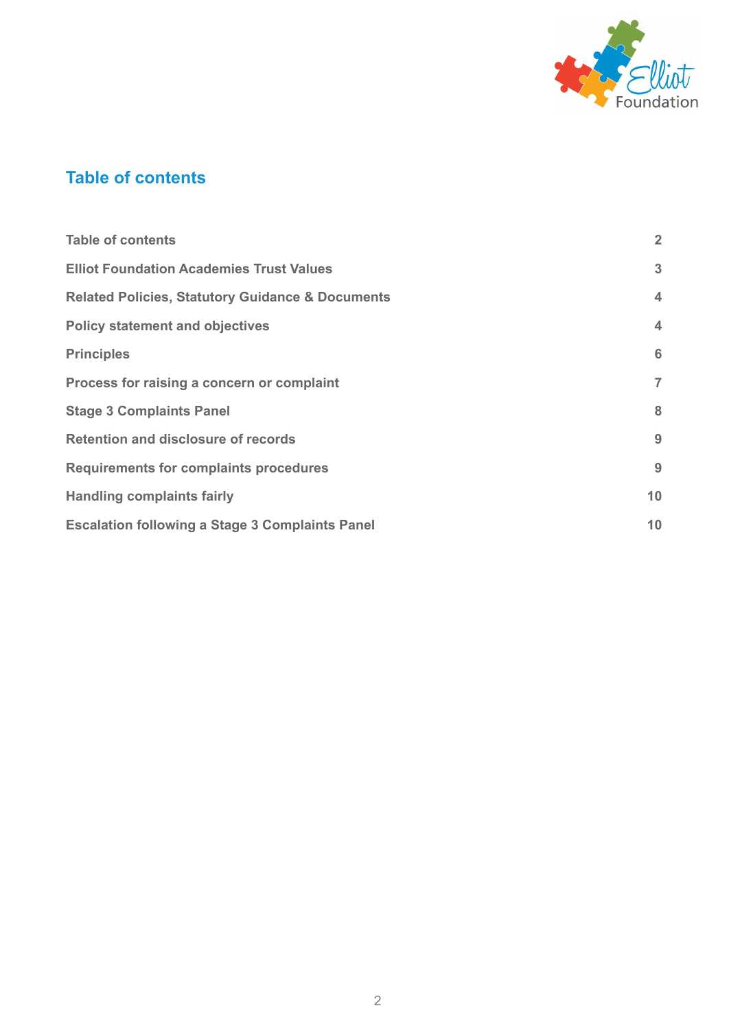## Table of contents

| | |
|---|---|
| Table of contents | 2 |
| Elliot Foundation Academies Trust Values | 3 |
| Related Policies, Statutory Guidance & Documents | 4 |
| Policy statement and objectives | 4 |
| Principles | 6 |
| Process for raising a concern or complaint | 7 |
| Stage 3 Complaints Panel | 8 |
| Retention and disclosure of records | 9 |
| Requirements for complaints procedures | 9 |
| Handling complaints fairly | 10 |
| Escalation following a Stage 3 Complaints Panel | 10 |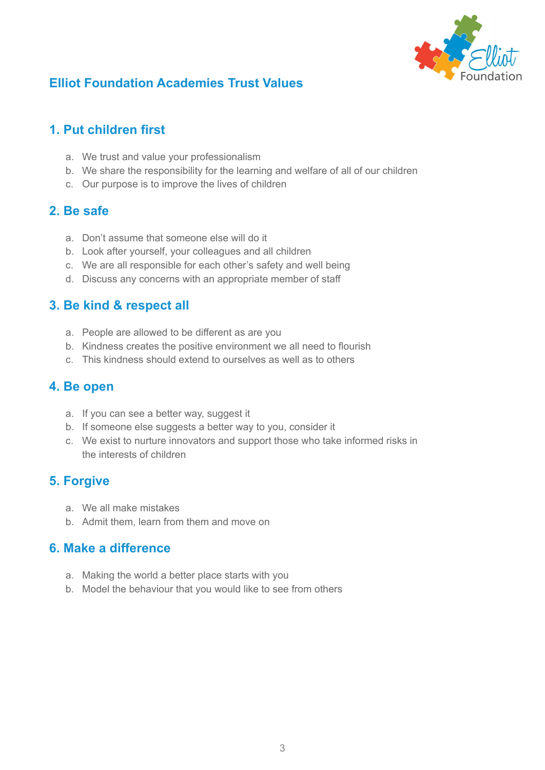# Elliot Foundation Academies Trust Values

## 1. Put children first

a. We trust and value your professionalism
b. We share the responsibility for the learning and welfare of all of our children
c. Our purpose is to improve the lives of children

## 2. Be safe

a. Don't assume that someone else will do it
b. Look after yourself, your colleagues and all children
c. We are all responsible for each other's safety and well being
d. Discuss any concerns with an appropriate member of staff

## 3. Be kind & respect all

a. People are allowed to be different as are you
b. Kindness creates the positive environment we all need to flourish
c. This kindness should extend to ourselves as well as to others

## 4. Be open

a. If you can see a better way, suggest it
b. If someone else suggests a better way to you, consider it
c. We exist to nurture innovators and support those who take informed risks in the interests of children

## 5. Forgive

a. We all make mistakes
b. Admit them, learn from them and move on

## 6. Make a difference

a. Making the world a better place starts with you
b. Model the behaviour that you would like to see from others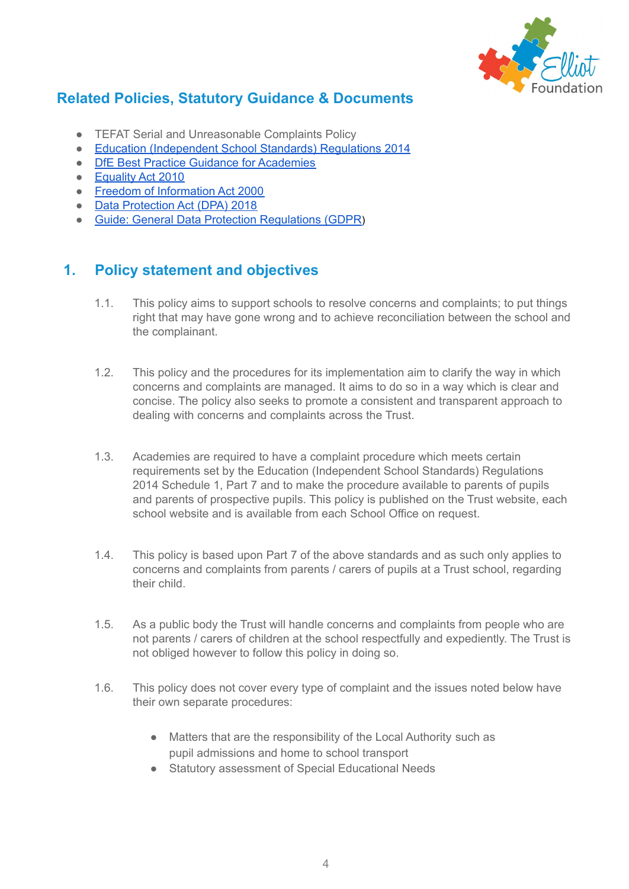## Related Policies, Statutory Guidance & Documents

- TEFAT Serial and Unreasonable Complaints Policy
- Education (Independent School Standards) Regulations 2014
- DfE Best Practice Guidance for Academies
- Equality Act 2010
- Freedom of Information Act 2000
- Data Protection Act (DPA) 2018
- Guide: General Data Protection Regulations (GDPR)

## 1. Policy statement and objectives

1.1. This policy aims to support schools to resolve concerns and complaints; to put things right that may have gone wrong and to achieve reconciliation between the school and the complainant.

1.2. This policy and the procedures for its implementation aim to clarify the way in which concerns and complaints are managed. It aims to do so in a way which is clear and concise. The policy also seeks to promote a consistent and transparent approach to dealing with concerns and complaints across the Trust.

1.3. Academies are required to have a complaint procedure which meets certain requirements set by the Education (Independent School Standards) Regulations 2014 Schedule 1, Part 7 and to make the procedure available to parents of pupils and parents of prospective pupils. This policy is published on the Trust website, each school website and is available from each School Office on request.

1.4. This policy is based upon Part 7 of the above standards and as such only applies to concerns and complaints from parents / carers of pupils at a Trust school, regarding their child.

1.5. As a public body the Trust will handle concerns and complaints from people who are not parents / carers of children at the school respectfully and expediently. The Trust is not obliged however to follow this policy in doing so.

1.6. This policy does not cover every type of complaint and the issues noted below have their own separate procedures:

- Matters that are the responsibility of the Local Authority such as pupil admissions and home to school transport
- Statutory assessment of Special Educational Needs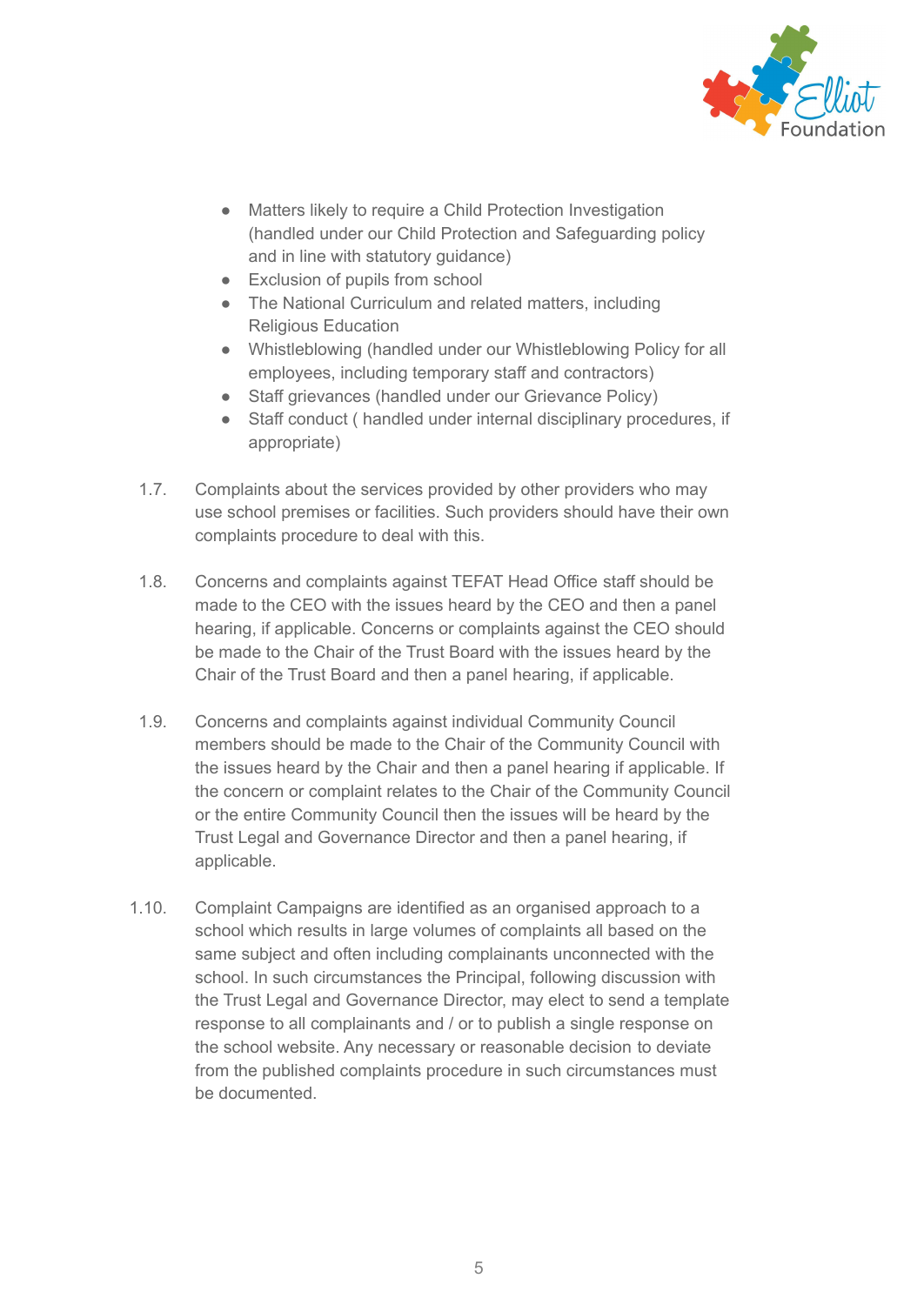- Matters likely to require a Child Protection Investigation (handled under our Child Protection and Safeguarding policy and in line with statutory guidance)
- Exclusion of pupils from school
- The National Curriculum and related matters, including Religious Education
- Whistleblowing (handled under our Whistleblowing Policy for all employees, including temporary staff and contractors)
- Staff grievances (handled under our Grievance Policy)
- Staff conduct ( handled under internal disciplinary procedures, if appropriate)

1.7. Complaints about the services provided by other providers who may use school premises or facilities. Such providers should have their own complaints procedure to deal with this.

1.8. Concerns and complaints against TEFAT Head Office staff should be made to the CEO with the issues heard by the CEO and then a panel hearing, if applicable. Concerns or complaints against the CEO should be made to the Chair of the Trust Board with the issues heard by the Chair of the Trust Board and then a panel hearing, if applicable.

1.9. Concerns and complaints against individual Community Council members should be made to the Chair of the Community Council with the issues heard by the Chair and then a panel hearing if applicable. If the concern or complaint relates to the Chair of the Community Council or the entire Community Council then the issues will be heard by the Trust Legal and Governance Director and then a panel hearing, if applicable.

1.10. Complaint Campaigns are identified as an organised approach to a school which results in large volumes of complaints all based on the same subject and often including complainants unconnected with the school. In such circumstances the Principal, following discussion with the Trust Legal and Governance Director, may elect to send a template response to all complainants and / or to publish a single response on the school website. Any necessary or reasonable decision to deviate from the published complaints procedure in such circumstances must be documented.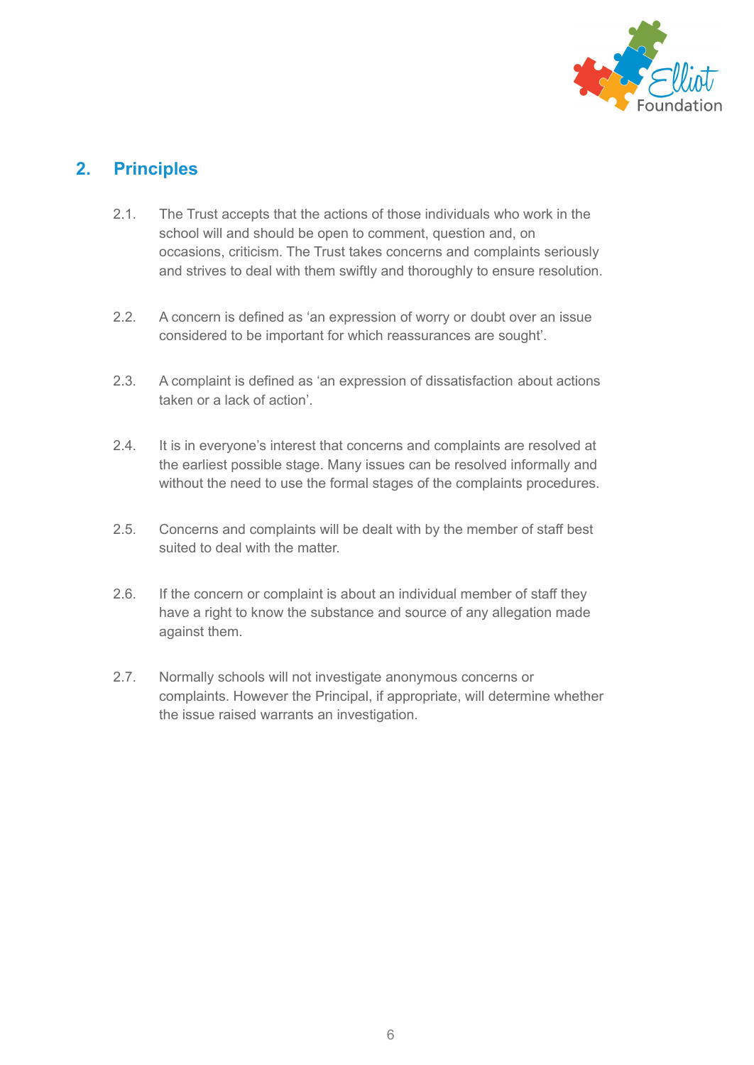## 2. Principles

2.1. The Trust accepts that the actions of those individuals who work in the school will and should be open to comment, question and, on occasions, criticism. The Trust takes concerns and complaints seriously and strives to deal with them swiftly and thoroughly to ensure resolution.

2.2. A concern is defined as 'an expression of worry or doubt over an issue considered to be important for which reassurances are sought'.

2.3. A complaint is defined as 'an expression of dissatisfaction about actions taken or a lack of action'.

2.4. It is in everyone's interest that concerns and complaints are resolved at the earliest possible stage. Many issues can be resolved informally and without the need to use the formal stages of the complaints procedures.

2.5. Concerns and complaints will be dealt with by the member of staff best suited to deal with the matter.

2.6. If the concern or complaint is about an individual member of staff they have a right to know the substance and source of any allegation made against them.

2.7. Normally schools will not investigate anonymous concerns or complaints. However the Principal, if appropriate, will determine whether the issue raised warrants an investigation.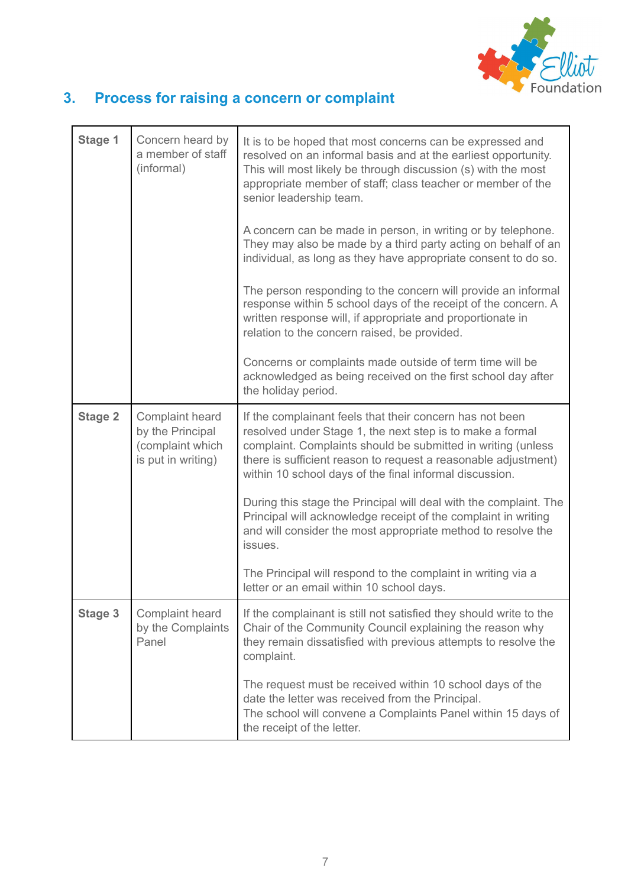## 3. Process for raising a concern or complaint

| | | |
|---|---|---|
| **Stage 1** | Concern heard by a member of staff (informal) | It is to be hoped that most concerns can be expressed and resolved on an informal basis and at the earliest opportunity. This will most likely be through discussion (s) with the most appropriate member of staff; class teacher or member of the senior leadership team.<br><br>A concern can be made in person, in writing or by telephone. They may also be made by a third party acting on behalf of an individual, as long as they have appropriate consent to do so.<br><br>The person responding to the concern will provide an informal response within 5 school days of the receipt of the concern. A written response will, if appropriate and proportionate in relation to the concern raised, be provided.<br><br>Concerns or complaints made outside of term time will be acknowledged as being received on the first school day after the holiday period. |
| **Stage 2** | Complaint heard by the Principal (complaint which is put in writing) | If the complainant feels that their concern has not been resolved under Stage 1, the next step is to make a formal complaint. Complaints should be submitted in writing (unless there is sufficient reason to request a reasonable adjustment) within 10 school days of the final informal discussion.<br><br>During this stage the Principal will deal with the complaint. The Principal will acknowledge receipt of the complaint in writing and will consider the most appropriate method to resolve the issues.<br><br>The Principal will respond to the complaint in writing via a letter or an email within 10 school days. |
| **Stage 3** | Complaint heard by the Complaints Panel | If the complainant is still not satisfied they should write to the Chair of the Community Council explaining the reason why they remain dissatisfied with previous attempts to resolve the complaint.<br><br>The request must be received within 10 school days of the date the letter was received from the Principal.<br>The school will convene a Complaints Panel within 15 days of the receipt of the letter. |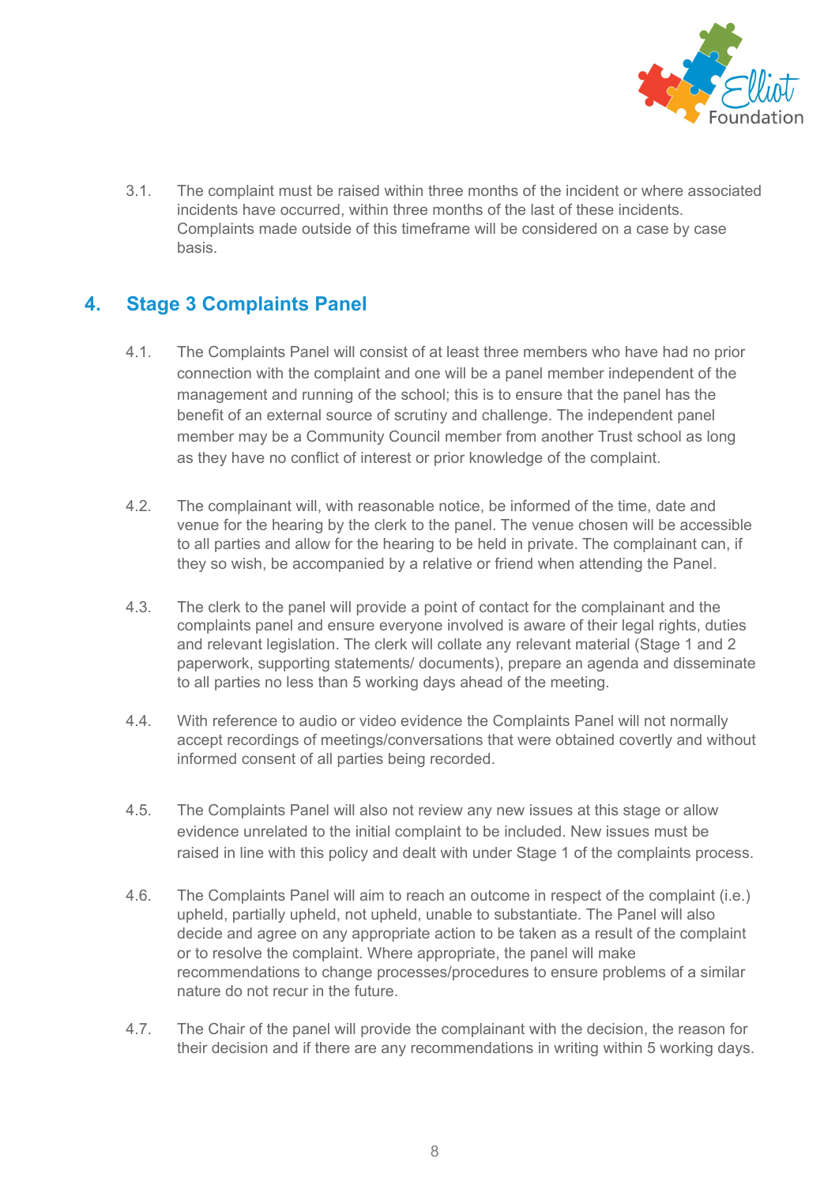3.1. The complaint must be raised within three months of the incident or where associated incidents have occurred, within three months of the last of these incidents. Complaints made outside of this timeframe will be considered on a case by case basis.

## 4. Stage 3 Complaints Panel

4.1. The Complaints Panel will consist of at least three members who have had no prior connection with the complaint and one will be a panel member independent of the management and running of the school; this is to ensure that the panel has the benefit of an external source of scrutiny and challenge. The independent panel member may be a Community Council member from another Trust school as long as they have no conflict of interest or prior knowledge of the complaint.

4.2. The complainant will, with reasonable notice, be informed of the time, date and venue for the hearing by the clerk to the panel. The venue chosen will be accessible to all parties and allow for the hearing to be held in private. The complainant can, if they so wish, be accompanied by a relative or friend when attending the Panel.

4.3. The clerk to the panel will provide a point of contact for the complainant and the complaints panel and ensure everyone involved is aware of their legal rights, duties and relevant legislation. The clerk will collate any relevant material (Stage 1 and 2 paperwork, supporting statements/ documents), prepare an agenda and disseminate to all parties no less than 5 working days ahead of the meeting.

4.4. With reference to audio or video evidence the Complaints Panel will not normally accept recordings of meetings/conversations that were obtained covertly and without informed consent of all parties being recorded.

4.5. The Complaints Panel will also not review any new issues at this stage or allow evidence unrelated to the initial complaint to be included. New issues must be raised in line with this policy and dealt with under Stage 1 of the complaints process.

4.6. The Complaints Panel will aim to reach an outcome in respect of the complaint (i.e.) upheld, partially upheld, not upheld, unable to substantiate. The Panel will also decide and agree on any appropriate action to be taken as a result of the complaint or to resolve the complaint. Where appropriate, the panel will make recommendations to change processes/procedures to ensure problems of a similar nature do not recur in the future.

4.7. The Chair of the panel will provide the complainant with the decision, the reason for their decision and if there are any recommendations in writing within 5 working days.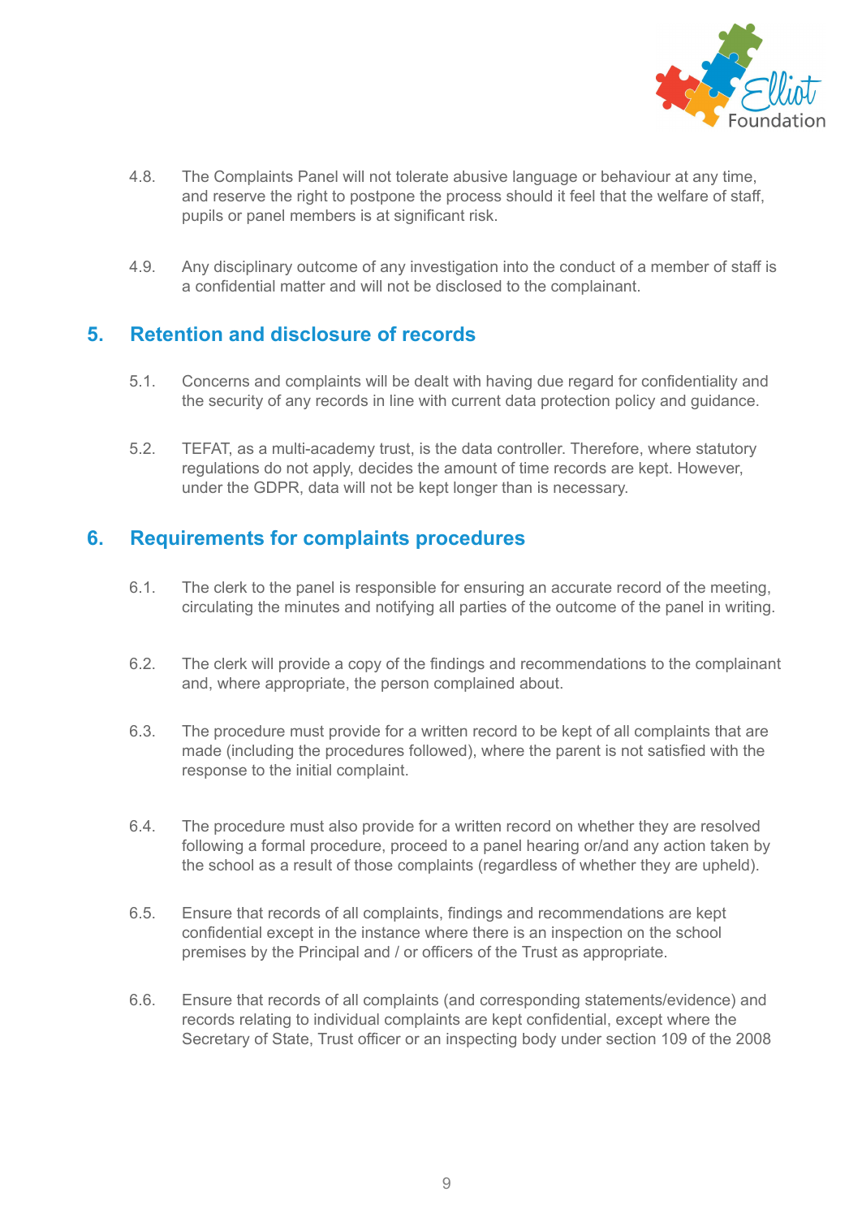4.8. The Complaints Panel will not tolerate abusive language or behaviour at any time, and reserve the right to postpone the process should it feel that the welfare of staff, pupils or panel members is at significant risk.

4.9. Any disciplinary outcome of any investigation into the conduct of a member of staff is a confidential matter and will not be disclosed to the complainant.

## 5. Retention and disclosure of records

5.1. Concerns and complaints will be dealt with having due regard for confidentiality and the security of any records in line with current data protection policy and guidance.

5.2. TEFAT, as a multi-academy trust, is the data controller. Therefore, where statutory regulations do not apply, decides the amount of time records are kept. However, under the GDPR, data will not be kept longer than is necessary.

## 6. Requirements for complaints procedures

6.1. The clerk to the panel is responsible for ensuring an accurate record of the meeting, circulating the minutes and notifying all parties of the outcome of the panel in writing.

6.2. The clerk will provide a copy of the findings and recommendations to the complainant and, where appropriate, the person complained about.

6.3. The procedure must provide for a written record to be kept of all complaints that are made (including the procedures followed), where the parent is not satisfied with the response to the initial complaint.

6.4. The procedure must also provide for a written record on whether they are resolved following a formal procedure, proceed to a panel hearing or/and any action taken by the school as a result of those complaints (regardless of whether they are upheld).

6.5. Ensure that records of all complaints, findings and recommendations are kept confidential except in the instance where there is an inspection on the school premises by the Principal and / or officers of the Trust as appropriate.

6.6. Ensure that records of all complaints (and corresponding statements/evidence) and records relating to individual complaints are kept confidential, except where the Secretary of State, Trust officer or an inspecting body under section 109 of the 2008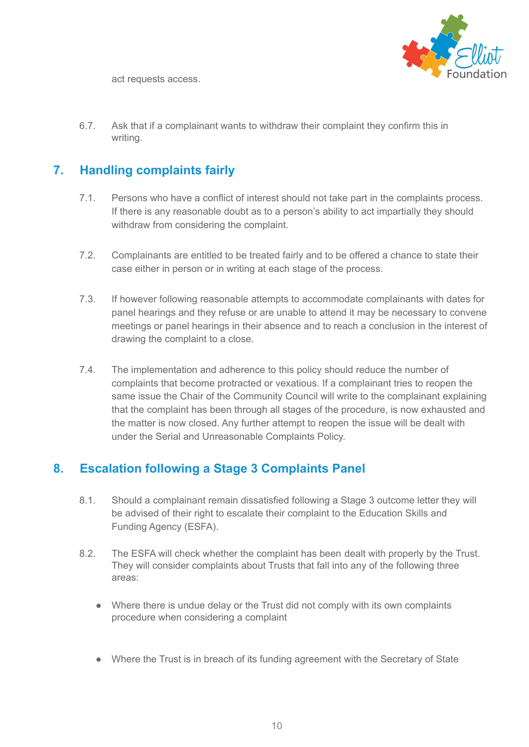act requests access.

6.7. Ask that if a complainant wants to withdraw their complaint they confirm this in writing.

## 7. Handling complaints fairly

7.1. Persons who have a conflict of interest should not take part in the complaints process. If there is any reasonable doubt as to a person's ability to act impartially they should withdraw from considering the complaint.

7.2. Complainants are entitled to be treated fairly and to be offered a chance to state their case either in person or in writing at each stage of the process.

7.3. If however following reasonable attempts to accommodate complainants with dates for panel hearings and they refuse or are unable to attend it may be necessary to convene meetings or panel hearings in their absence and to reach a conclusion in the interest of drawing the complaint to a close.

7.4. The implementation and adherence to this policy should reduce the number of complaints that become protracted or vexatious. If a complainant tries to reopen the same issue the Chair of the Community Council will write to the complainant explaining that the complaint has been through all stages of the procedure, is now exhausted and the matter is now closed. Any further attempt to reopen the issue will be dealt with under the Serial and Unreasonable Complaints Policy.

## 8. Escalation following a Stage 3 Complaints Panel

8.1. Should a complainant remain dissatisfied following a Stage 3 outcome letter they will be advised of their right to escalate their complaint to the Education Skills and Funding Agency (ESFA).

8.2. The ESFA will check whether the complaint has been dealt with properly by the Trust. They will consider complaints about Trusts that fall into any of the following three areas:

- Where there is undue delay or the Trust did not comply with its own complaints procedure when considering a complaint
- Where the Trust is in breach of its funding agreement with the Secretary of State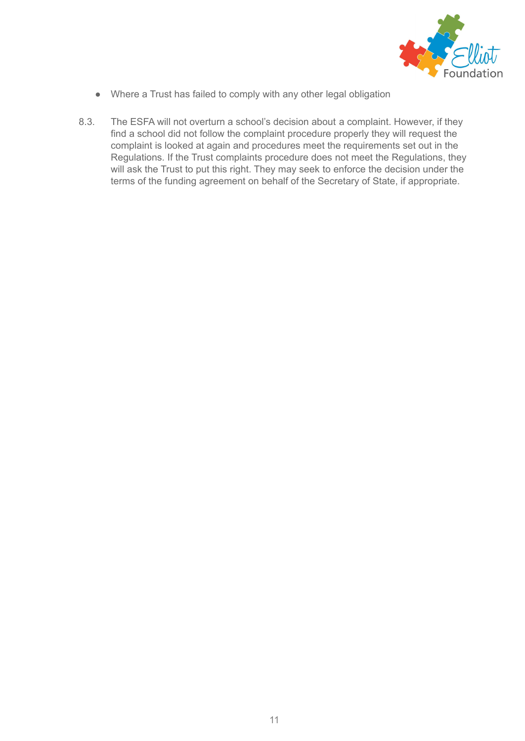- Where a Trust has failed to comply with any other legal obligation

8.3. The ESFA will not overturn a school's decision about a complaint. However, if they find a school did not follow the complaint procedure properly they will request the complaint is looked at again and procedures meet the requirements set out in the Regulations. If the Trust complaints procedure does not meet the Regulations, they will ask the Trust to put this right. They may seek to enforce the decision under the terms of the funding agreement on behalf of the Secretary of State, if appropriate.